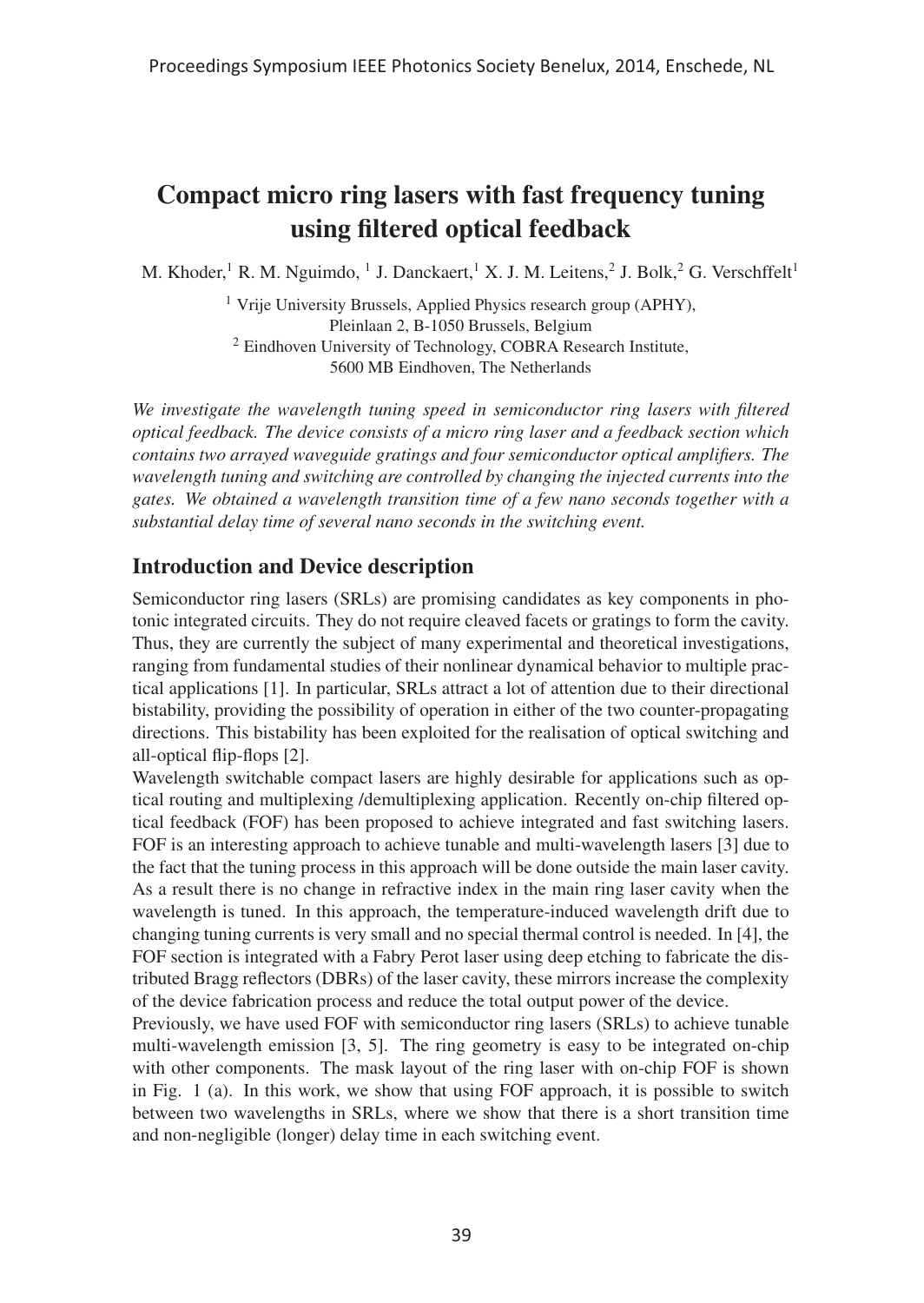# Compact micro ring lasers with fast frequency tuning using filtered optical feedback

M. Khoder,[1] R. M. Nguimdo, [1] J. Danckaert,[1] X. J. M. Leitens,[2] J. Bolk,[2] G. Verschffelt[1]

[1] Vrije University Brussels, Applied Physics research group (APHY), Pleinlaan 2, B-1050 Brussels, Belgium
[2] Eindhoven University of Technology, COBRA Research Institute, 5600 MB Eindhoven, The Netherlands

*We investigate the wavelength tuning speed in semiconductor ring lasers with filtered optical feedback. The device consists of a micro ring laser and a feedback section which contains two arrayed waveguide gratings and four semiconductor optical amplifiers. The wavelength tuning and switching are controlled by changing the injected currents into the gates. We obtained a wavelength transition time of a few nano seconds together with a substantial delay time of several nano seconds in the switching event.*

## Introduction and Device description

Semiconductor ring lasers (SRLs) are promising candidates as key components in photonic integrated circuits. They do not require cleaved facets or gratings to form the cavity. Thus, they are currently the subject of many experimental and theoretical investigations, ranging from fundamental studies of their nonlinear dynamical behavior to multiple practical applications [1]. In particular, SRLs attract a lot of attention due to their directional bistability, providing the possibility of operation in either of the two counter-propagating directions. This bistability has been exploited for the realisation of optical switching and all-optical flip-flops [2].

Wavelength switchable compact lasers are highly desirable for applications such as optical routing and multiplexing /demultiplexing application. Recently on-chip filtered optical feedback (FOF) has been proposed to achieve integrated and fast switching lasers. FOF is an interesting approach to achieve tunable and multi-wavelength lasers [3] due to the fact that the tuning process in this approach will be done outside the main laser cavity. As a result there is no change in refractive index in the main ring laser cavity when the wavelength is tuned. In this approach, the temperature-induced wavelength drift due to changing tuning currents is very small and no special thermal control is needed. In [4], the FOF section is integrated with a Fabry Perot laser using deep etching to fabricate the distributed Bragg reflectors (DBRs) of the laser cavity, these mirrors increase the complexity of the device fabrication process and reduce the total output power of the device.

Previously, we have used FOF with semiconductor ring lasers (SRLs) to achieve tunable multi-wavelength emission [3, 5]. The ring geometry is easy to be integrated on-chip with other components. The mask layout of the ring laser with on-chip FOF is shown in Fig. 1 (a). In this work, we show that using FOF approach, it is possible to switch between two wavelengths in SRLs, where we show that there is a short transition time and non-negligible (longer) delay time in each switching event.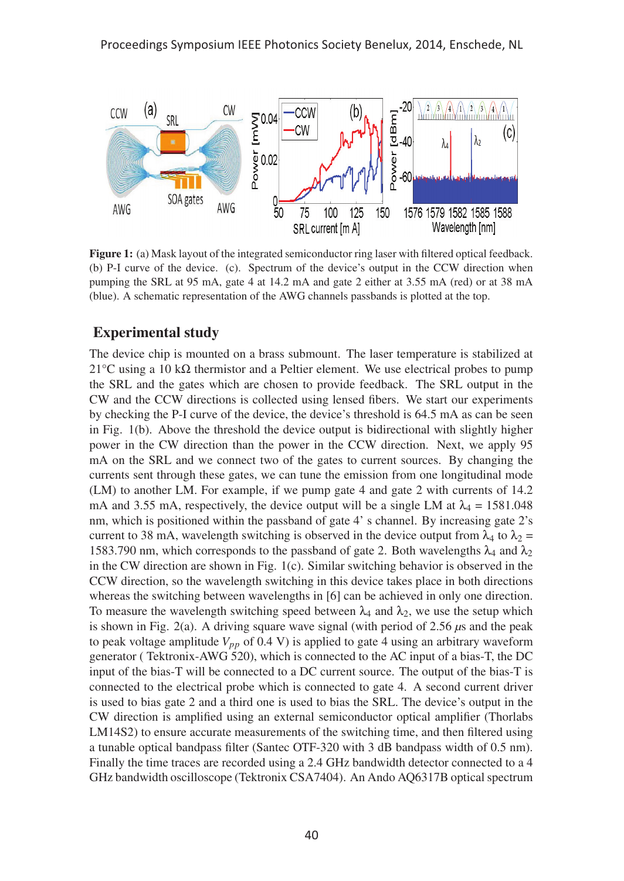**Figure 1:** (a) Mask layout of the integrated semiconductor ring laser with filtered optical feedback. (b) P-I curve of the device. (c). Spectrum of the device's output in the CCW direction when pumping the SRL at 95 mA, gate 4 at 14.2 mA and gate 2 either at 3.55 mA (red) or at 38 mA (blue). A schematic representation of the AWG channels passbands is plotted at the top.

## Experimental study

The device chip is mounted on a brass submount. The laser temperature is stabilized at 21°C using a 10 kΩ thermistor and a Peltier element. We use electrical probes to pump the SRL and the gates which are chosen to provide feedback. The SRL output in the CW and the CCW directions is collected using lensed fibers. We start our experiments by checking the P-I curve of the device, the device's threshold is 64.5 mA as can be seen in Fig. 1(b). Above the threshold the device output is bidirectional with slightly higher power in the CW direction than the power in the CCW direction. Next, we apply 95 mA on the SRL and we connect two of the gates to current sources. By changing the currents sent through these gates, we can tune the emission from one longitudinal mode (LM) to another LM. For example, if we pump gate 4 and gate 2 with currents of 14.2 mA and 3.55 mA, respectively, the device output will be a single LM at $\lambda_4$ = 1581.048 nm, which is positioned within the passband of gate 4' s channel. By increasing gate 2's current to 38 mA, wavelength switching is observed in the device output from $\lambda_4$ to $\lambda_2$ = 1583.790 nm, which corresponds to the passband of gate 2. Both wavelengths $\lambda_4$ and $\lambda_2$ in the CW direction are shown in Fig. 1(c). Similar switching behavior is observed in the CCW direction, so the wavelength switching in this device takes place in both directions whereas the switching between wavelengths in [6] can be achieved in only one direction. To measure the wavelength switching speed between $\lambda_4$ and $\lambda_2$, we use the setup which is shown in Fig. 2(a). A driving square wave signal (with period of 2.56 $\mu$s and the peak to peak voltage amplitude $V_{pp}$ of 0.4 V) is applied to gate 4 using an arbitrary waveform generator ( Tektronix-AWG 520), which is connected to the AC input of a bias-T, the DC input of the bias-T will be connected to a DC current source. The output of the bias-T is connected to the electrical probe which is connected to gate 4. A second current driver is used to bias gate 2 and a third one is used to bias the SRL. The device's output in the CW direction is amplified using an external semiconductor optical amplifier (Thorlabs LM14S2) to ensure accurate measurements of the switching time, and then filtered using a tunable optical bandpass filter (Santec OTF-320 with 3 dB bandpass width of 0.5 nm). Finally the time traces are recorded using a 2.4 GHz bandwidth detector connected to a 4 GHz bandwidth oscilloscope (Tektronix CSA7404). An Ando AQ6317B optical spectrum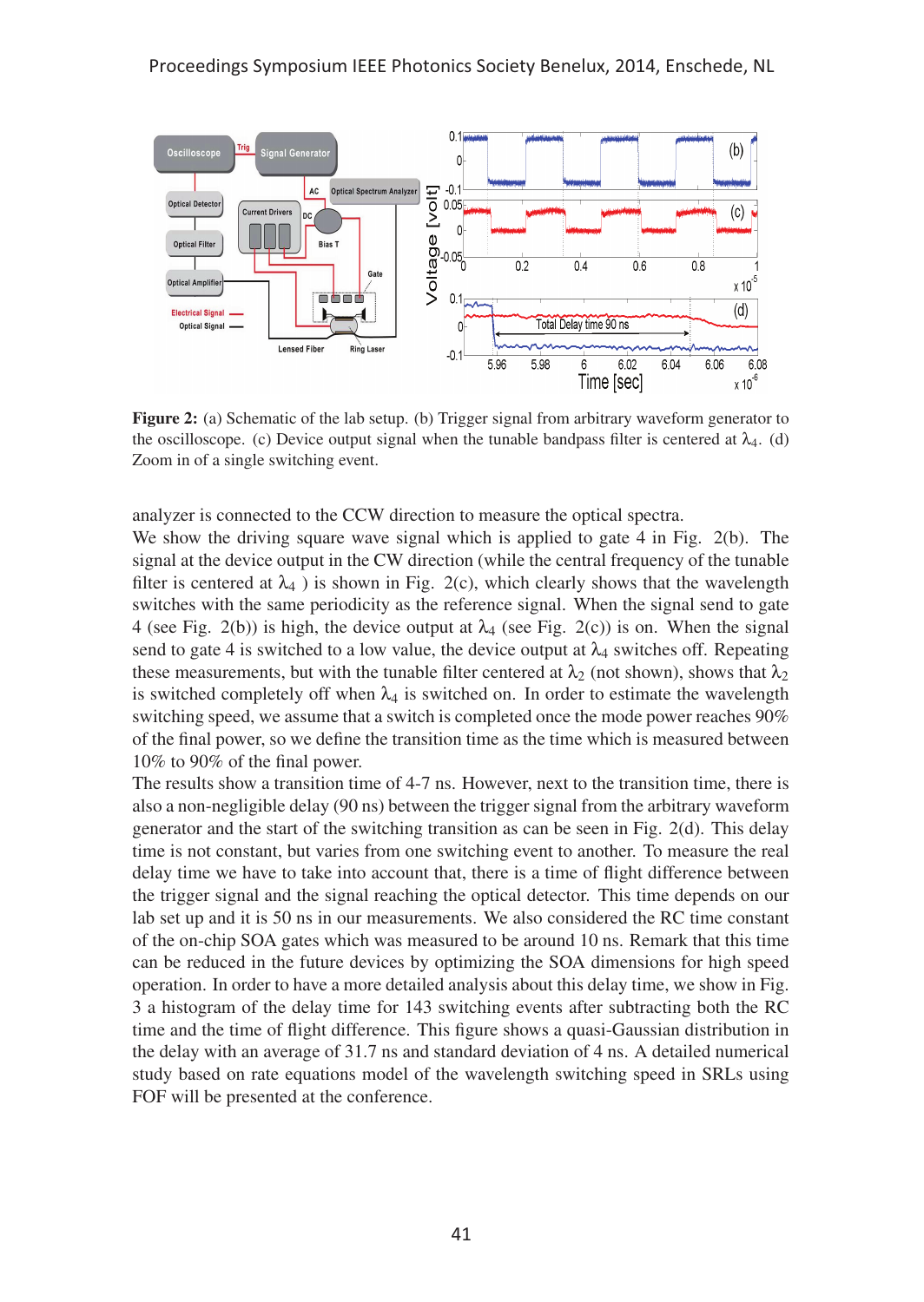**Figure 2:** (a) Schematic of the lab setup. (b) Trigger signal from arbitrary waveform generator to the oscilloscope. (c) Device output signal when the tunable bandpass filter is centered at $\lambda_4$. (d) Zoom in of a single switching event.

analyzer is connected to the CCW direction to measure the optical spectra.

We show the driving square wave signal which is applied to gate 4 in Fig. 2(b). The signal at the device output in the CW direction (while the central frequency of the tunable filter is centered at $\lambda_4$ ) is shown in Fig. 2(c), which clearly shows that the wavelength switches with the same periodicity as the reference signal. When the signal send to gate 4 (see Fig. 2(b)) is high, the device output at $\lambda_4$ (see Fig. 2(c)) is on. When the signal send to gate 4 is switched to a low value, the device output at $\lambda_4$ switches off. Repeating these measurements, but with the tunable filter centered at $\lambda_2$ (not shown), shows that $\lambda_2$ is switched completely off when $\lambda_4$ is switched on. In order to estimate the wavelength switching speed, we assume that a switch is completed once the mode power reaches 90% of the final power, so we define the transition time as the time which is measured between 10% to 90% of the final power.

The results show a transition time of 4-7 ns. However, next to the transition time, there is also a non-negligible delay (90 ns) between the trigger signal from the arbitrary waveform generator and the start of the switching transition as can be seen in Fig. 2(d). This delay time is not constant, but varies from one switching event to another. To measure the real delay time we have to take into account that, there is a time of flight difference between the trigger signal and the signal reaching the optical detector. This time depends on our lab set up and it is 50 ns in our measurements. We also considered the RC time constant of the on-chip SOA gates which was measured to be around 10 ns. Remark that this time can be reduced in the future devices by optimizing the SOA dimensions for high speed operation. In order to have a more detailed analysis about this delay time, we show in Fig. 3 a histogram of the delay time for 143 switching events after subtracting both the RC time and the time of flight difference. This figure shows a quasi-Gaussian distribution in the delay with an average of 31.7 ns and standard deviation of 4 ns. A detailed numerical study based on rate equations model of the wavelength switching speed in SRLs using FOF will be presented at the conference.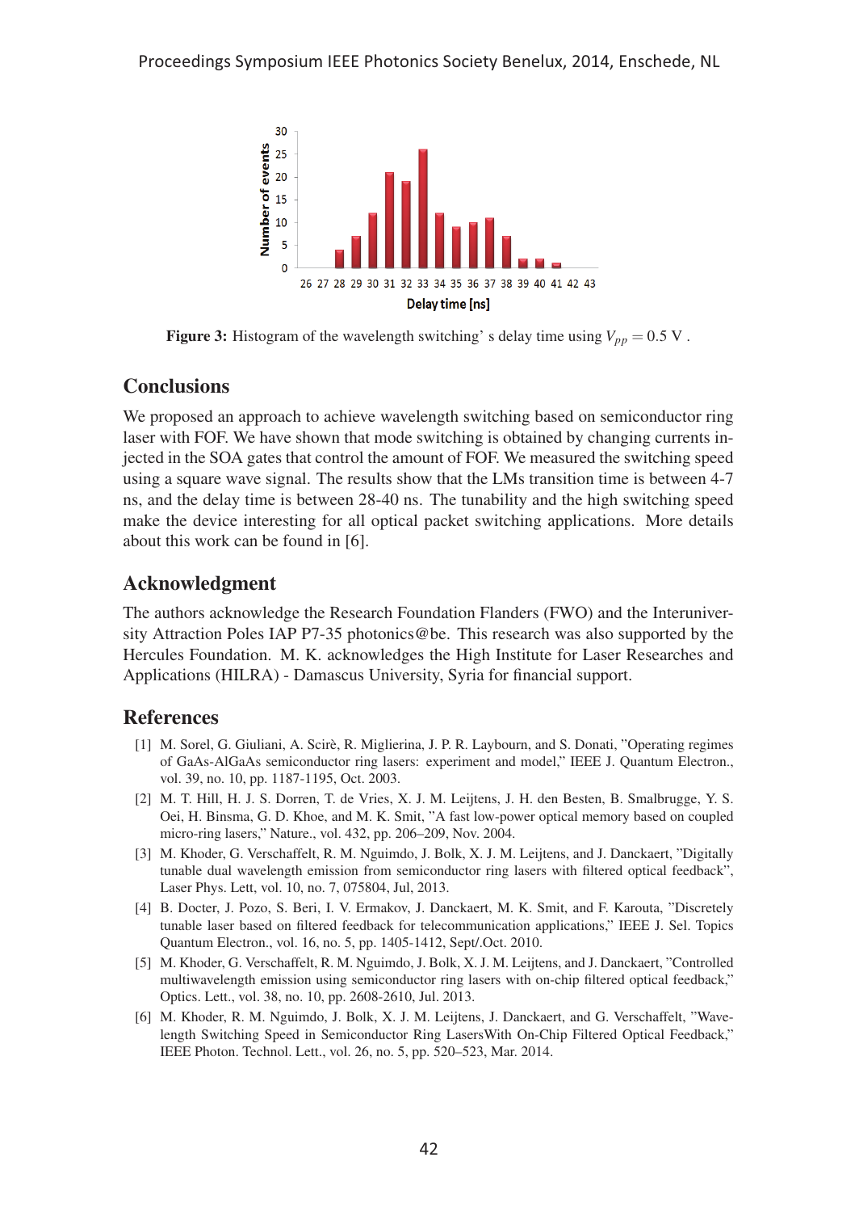30
25
20
15
10
5
0

Number of events

26 27 28 29 30 31 32 33 34 35 36 37 38 39 40 41 42 43

Delay time [ns]

**Figure 3:** Histogram of the wavelength switching' s delay time using $V_{pp} = 0.5$ V .

## Conclusions

We proposed an approach to achieve wavelength switching based on semiconductor ring laser with FOF. We have shown that mode switching is obtained by changing currents injected in the SOA gates that control the amount of FOF. We measured the switching speed using a square wave signal. The results show that the LMs transition time is between 4-7 ns, and the delay time is between 28-40 ns. The tunability and the high switching speed make the device interesting for all optical packet switching applications. More details about this work can be found in [6].

## Acknowledgment

The authors acknowledge the Research Foundation Flanders (FWO) and the Interuniversity Attraction Poles IAP P7-35 photonics@be. This research was also supported by the Hercules Foundation. M. K. acknowledges the High Institute for Laser Researches and Applications (HILRA) - Damascus University, Syria for financial support.

## References

[1] M. Sorel, G. Giuliani, A. Scirè, R. Miglierina, J. P. R. Laybourn, and S. Donati, "Operating regimes of GaAs-AlGaAs semiconductor ring lasers: experiment and model," IEEE J. Quantum Electron., vol. 39, no. 10, pp. 1187-1195, Oct. 2003.

[2] M. T. Hill, H. J. S. Dorren, T. de Vries, X. J. M. Leijtens, J. H. den Besten, B. Smalbrugge, Y. S. Oei, H. Binsma, G. D. Khoe, and M. K. Smit, "A fast low-power optical memory based on coupled micro-ring lasers," Nature., vol. 432, pp. 206–209, Nov. 2004.

[3] M. Khoder, G. Verschaffelt, R. M. Nguimdo, J. Bolk, X. J. M. Leijtens, and J. Danckaert, "Digitally tunable dual wavelength emission from semiconductor ring lasers with filtered optical feedback", Laser Phys. Lett, vol. 10, no. 7, 075804, Jul, 2013.

[4] B. Docter, J. Pozo, S. Beri, I. V. Ermakov, J. Danckaert, M. K. Smit, and F. Karouta, "Discretely tunable laser based on filtered feedback for telecommunication applications," IEEE J. Sel. Topics Quantum Electron., vol. 16, no. 5, pp. 1405-1412, Sept/.Oct. 2010.

[5] M. Khoder, G. Verschaffelt, R. M. Nguimdo, J. Bolk, X. J. M. Leijtens, and J. Danckaert, "Controlled multiwavelength emission using semiconductor ring lasers with on-chip filtered optical feedback," Optics. Lett., vol. 38, no. 10, pp. 2608-2610, Jul. 2013.

[6] M. Khoder, R. M. Nguimdo, J. Bolk, X. J. M. Leijtens, J. Danckaert, and G. Verschaffelt, "Wavelength Switching Speed in Semiconductor Ring LasersWith On-Chip Filtered Optical Feedback," IEEE Photon. Technol. Lett., vol. 26, no. 5, pp. 520–523, Mar. 2014.